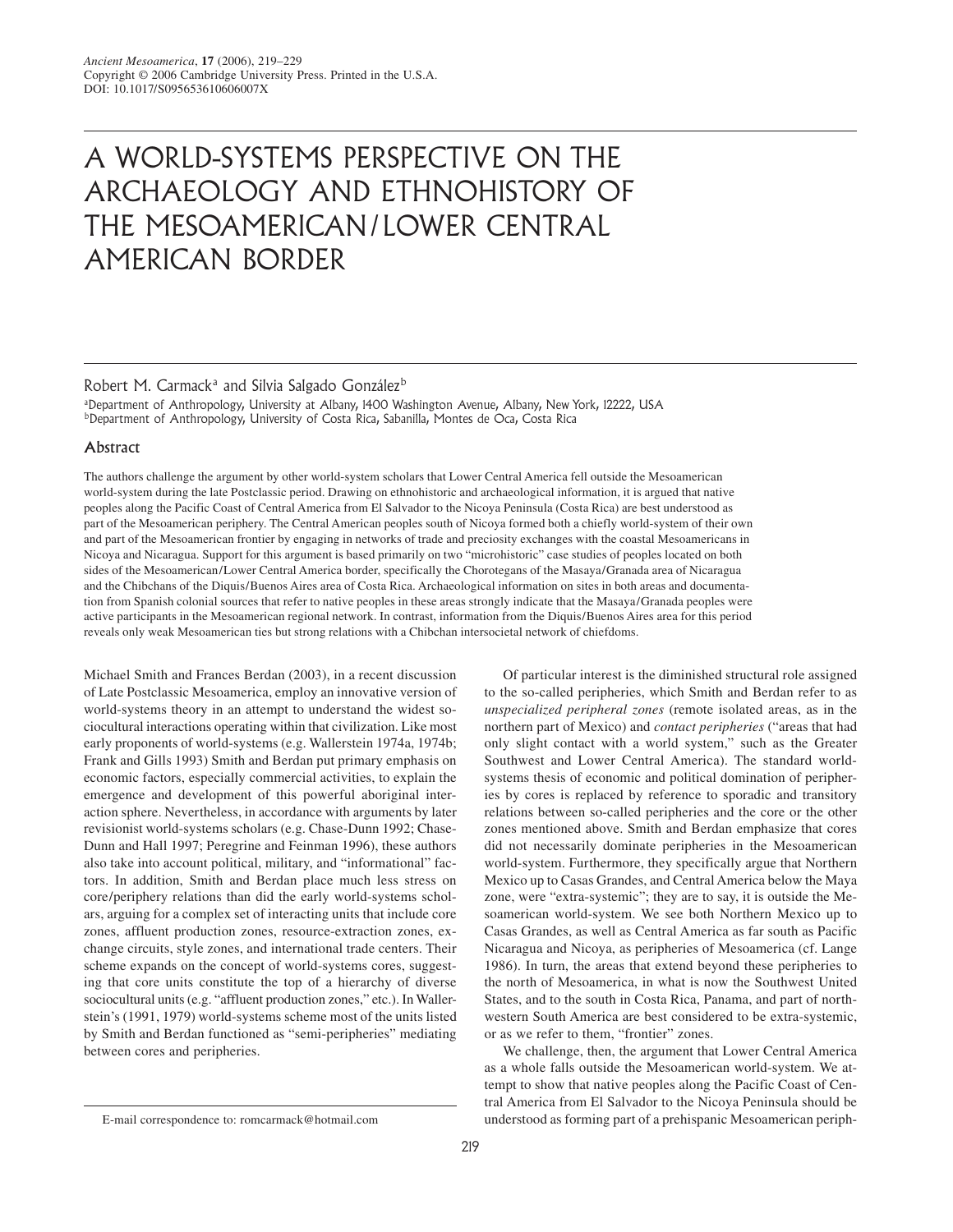Ancient Mesoamerica, **17** (2006), 219–229
Copyright © 2006 Cambridge University Press. Printed in the U.S.A.
DOI: 10.1017/S095653610606007X

# A WORLD-SYSTEMS PERSPECTIVE ON THE ARCHAEOLOGY AND ETHNOHISTORY OF THE MESOAMERICAN/LOWER CENTRAL AMERICAN BORDER

Robert M. Carmack[a] and Silvia Salgado González[b]

[a]Department of Anthropology, University at Albany, 1400 Washington Avenue, Albany, New York, 12222, USA
[b]Department of Anthropology, University of Costa Rica, Sabanilla, Montes de Oca, Costa Rica

## Abstract

The authors challenge the argument by other world-system scholars that Lower Central America fell outside the Mesoamerican world-system during the late Postclassic period. Drawing on ethnohistoric and archaeological information, it is argued that native peoples along the Pacific Coast of Central America from El Salvador to the Nicoya Peninsula (Costa Rica) are best understood as part of the Mesoamerican periphery. The Central American peoples south of Nicoya formed both a chiefly world-system of their own and part of the Mesoamerican frontier by engaging in networks of trade and preciosity exchanges with the coastal Mesoamericans in Nicoya and Nicaragua. Support for this argument is based primarily on two "microhistoric" case studies of peoples located on both sides of the Mesoamerican/Lower Central America border, specifically the Chorotegans of the Masaya/Granada area of Nicaragua and the Chibchans of the Diquis/Buenos Aires area of Costa Rica. Archaeological information on sites in both areas and documentation from Spanish colonial sources that refer to native peoples in these areas strongly indicate that the Masaya/Granada peoples were active participants in the Mesoamerican regional network. In contrast, information from the Diquis/Buenos Aires area for this period reveals only weak Mesoamerican ties but strong relations with a Chibchan intersocietal network of chiefdoms.

Michael Smith and Frances Berdan (2003), in a recent discussion of Late Postclassic Mesoamerica, employ an innovative version of world-systems theory in an attempt to understand the widest sociocultural interactions operating within that civilization. Like most early proponents of world-systems (e.g. Wallerstein 1974a, 1974b; Frank and Gills 1993) Smith and Berdan put primary emphasis on economic factors, especially commercial activities, to explain the emergence and development of this powerful aboriginal interaction sphere. Nevertheless, in accordance with arguments by later revisionist world-systems scholars (e.g. Chase-Dunn 1992; Chase-Dunn and Hall 1997; Peregrine and Feinman 1996), these authors also take into account political, military, and "informational" factors. In addition, Smith and Berdan place much less stress on core/periphery relations than did the early world-systems scholars, arguing for a complex set of interacting units that include core zones, affluent production zones, resource-extraction zones, exchange circuits, style zones, and international trade centers. Their scheme expands on the concept of world-systems cores, suggesting that core units constitute the top of a hierarchy of diverse sociocultural units (e.g. "affluent production zones," etc.). In Wallerstein's (1991, 1979) world-systems scheme most of the units listed by Smith and Berdan functioned as "semi-peripheries" mediating between cores and peripheries.

Of particular interest is the diminished structural role assigned to the so-called peripheries, which Smith and Berdan refer to as *unspecialized peripheral zones* (remote isolated areas, as in the northern part of Mexico) and *contact peripheries* ("areas that had only slight contact with a world system," such as the Greater Southwest and Lower Central America). The standard world-systems thesis of economic and political domination of peripheries by cores is replaced by reference to sporadic and transitory relations between so-called peripheries and the core or the other zones mentioned above. Smith and Berdan emphasize that cores did not necessarily dominate peripheries in the Mesoamerican world-system. Furthermore, they specifically argue that Northern Mexico up to Casas Grandes, and Central America below the Maya zone, were "extra-systemic"; they are to say, it is outside the Mesoamerican world-system. We see both Northern Mexico up to Casas Grandes, as well as Central America as far south as Pacific Nicaragua and Nicoya, as peripheries of Mesoamerica (cf. Lange 1986). In turn, the areas that extend beyond these peripheries to the north of Mesoamerica, in what is now the Southwest United States, and to the south in Costa Rica, Panama, and part of northwestern South America are best considered to be extra-systemic, or as we refer to them, "frontier" zones.

We challenge, then, the argument that Lower Central America as a whole falls outside the Mesoamerican world-system. We attempt to show that native peoples along the Pacific Coast of Central America from El Salvador to the Nicoya Peninsula should be understood as forming part of a prehispanic Mesoamerican periph-

E-mail correspondence to: romcarmack@hotmail.com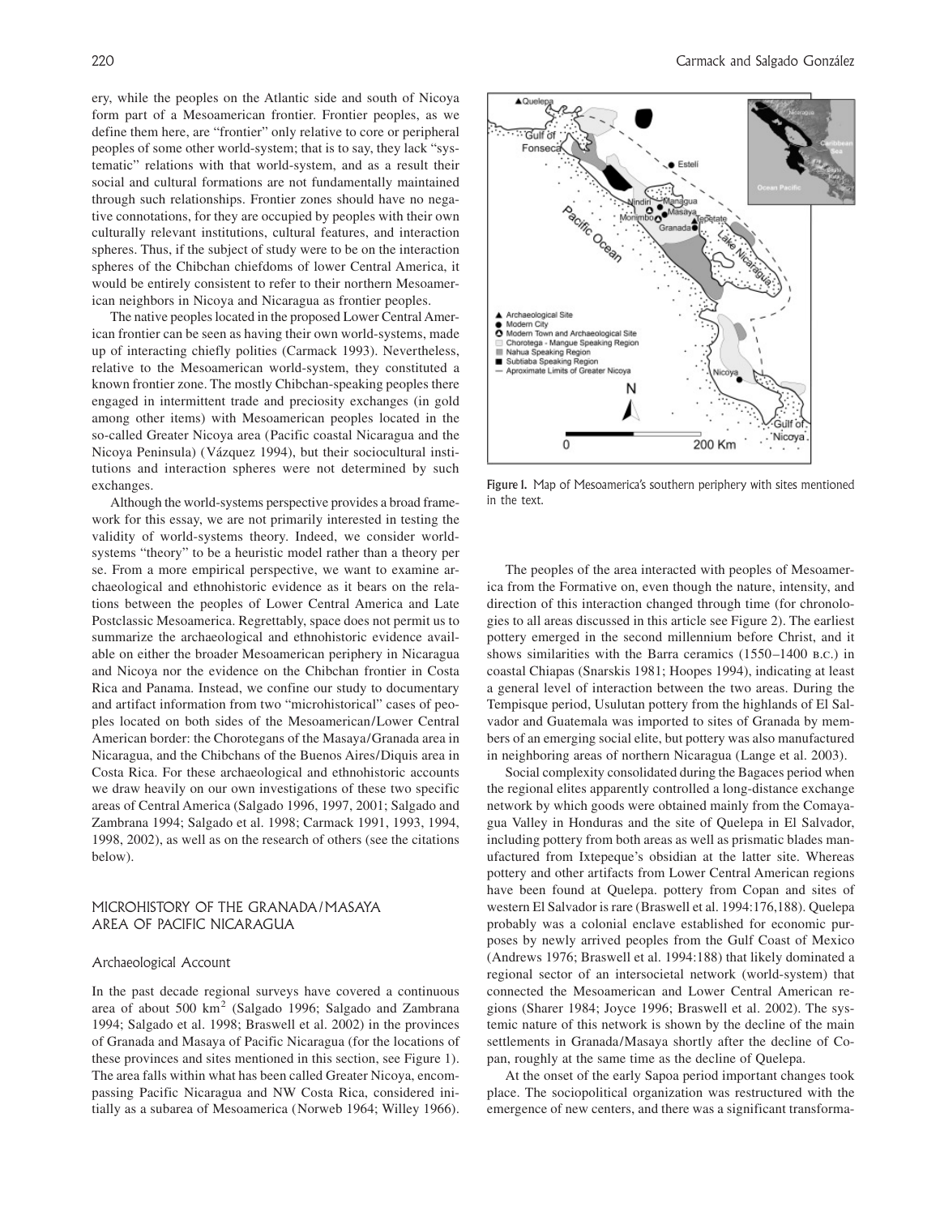ery, while the peoples on the Atlantic side and south of Nicoya form part of a Mesoamerican frontier. Frontier peoples, as we define them here, are "frontier" only relative to core or peripheral peoples of some other world-system; that is to say, they lack "systematic" relations with that world-system, and as a result their social and cultural formations are not fundamentally maintained through such relationships. Frontier zones should have no negative connotations, for they are occupied by peoples with their own culturally relevant institutions, cultural features, and interaction spheres. Thus, if the subject of study were to be on the interaction spheres of the Chibchan chiefdoms of lower Central America, it would be entirely consistent to refer to their northern Mesoamerican neighbors in Nicoya and Nicaragua as frontier peoples.

The native peoples located in the proposed Lower Central American frontier can be seen as having their own world-systems, made up of interacting chiefly polities (Carmack 1993). Nevertheless, relative to the Mesoamerican world-system, they constituted a known frontier zone. The mostly Chibchan-speaking peoples there engaged in intermittent trade and preciosity exchanges (in gold among other items) with Mesoamerican peoples located in the so-called Greater Nicoya area (Pacific coastal Nicaragua and the Nicoya Peninsula) (Vázquez 1994), but their sociocultural institutions and interaction spheres were not determined by such exchanges.

Although the world-systems perspective provides a broad framework for this essay, we are not primarily interested in testing the validity of world-systems theory. Indeed, we consider world-systems "theory" to be a heuristic model rather than a theory per se. From a more empirical perspective, we want to examine archaeological and ethnohistoric evidence as it bears on the relations between the peoples of Lower Central America and Late Postclassic Mesoamerica. Regrettably, space does not permit us to summarize the archaeological and ethnohistoric evidence available on either the broader Mesoamerican periphery in Nicaragua and Nicoya nor the evidence on the Chibchan frontier in Costa Rica and Panama. Instead, we confine our study to documentary and artifact information from two "microhistorical" cases of peoples located on both sides of the Mesoamerican/Lower Central American border: the Chorotegans of the Masaya/Granada area in Nicaragua, and the Chibchans of the Buenos Aires/Diquis area in Costa Rica. For these archaeological and ethnohistoric accounts we draw heavily on our own investigations of these two specific areas of Central America (Salgado 1996, 1997, 2001; Salgado and Zambrana 1994; Salgado et al. 1998; Carmack 1991, 1993, 1994, 1998, 2002), as well as on the research of others (see the citations below).

## MICROHISTORY OF THE GRANADA/MASAYA AREA OF PACIFIC NICARAGUA

### Archaeological Account

In the past decade regional surveys have covered a continuous area of about 500 km$^2$ (Salgado 1996; Salgado and Zambrana 1994; Salgado et al. 1998; Braswell et al. 2002) in the provinces of Granada and Masaya of Pacific Nicaragua (for the locations of these provinces and sites mentioned in this section, see Figure 1). The area falls within what has been called Greater Nicoya, encompassing Pacific Nicaragua and NW Costa Rica, considered initially as a subarea of Mesoamerica (Norweb 1964; Willey 1966).

Quelepa
Gulf of Fonseca
Esteli
Nindiri
Managua
Monimbo
Masaya
Tepetate
Granada
Pacific Ocean
Lake Nicaragua
Nicoya
Gulf of Nicoya
Nicaragua
Caribbean Sea
Ocean Pacific
Costa Rica
Archaeological Site
Modern City
Modern Town and Archaeological Site
Chorotega - Mangue Speaking Region
Nahua Speaking Region
Subtiaba Speaking Region
Aproximate Limits of Greater Nicoya
N
0
200 Km

**Figure 1.** Map of Mesoamerica's southern periphery with sites mentioned in the text.

The peoples of the area interacted with peoples of Mesoamerica from the Formative on, even though the nature, intensity, and direction of this interaction changed through time (for chronologies to all areas discussed in this article see Figure 2). The earliest pottery emerged in the second millennium before Christ, and it shows similarities with the Barra ceramics (1550–1400 B.C.) in coastal Chiapas (Snarskis 1981; Hoopes 1994), indicating at least a general level of interaction between the two areas. During the Tempisque period, Usulutan pottery from the highlands of El Salvador and Guatemala was imported to sites of Granada by members of an emerging social elite, but pottery was also manufactured in neighboring areas of northern Nicaragua (Lange et al. 2003).

Social complexity consolidated during the Bagaces period when the regional elites apparently controlled a long-distance exchange network by which goods were obtained mainly from the Comayagua Valley in Honduras and the site of Quelepa in El Salvador, including pottery from both areas as well as prismatic blades manufactured from Ixtepeque's obsidian at the latter site. Whereas pottery and other artifacts from Lower Central American regions have been found at Quelepa. pottery from Copan and sites of western El Salvador is rare (Braswell et al. 1994:176,188). Quelepa probably was a colonial enclave established for economic purposes by newly arrived peoples from the Gulf Coast of Mexico (Andrews 1976; Braswell et al. 1994:188) that likely dominated a regional sector of an intersocietal network (world-system) that connected the Mesoamerican and Lower Central American regions (Sharer 1984; Joyce 1996; Braswell et al. 2002). The systemic nature of this network is shown by the decline of the main settlements in Granada/Masaya shortly after the decline of Copan, roughly at the same time as the decline of Quelepa.

At the onset of the early Sapoa period important changes took place. The sociopolitical organization was restructured with the emergence of new centers, and there was a significant transforma-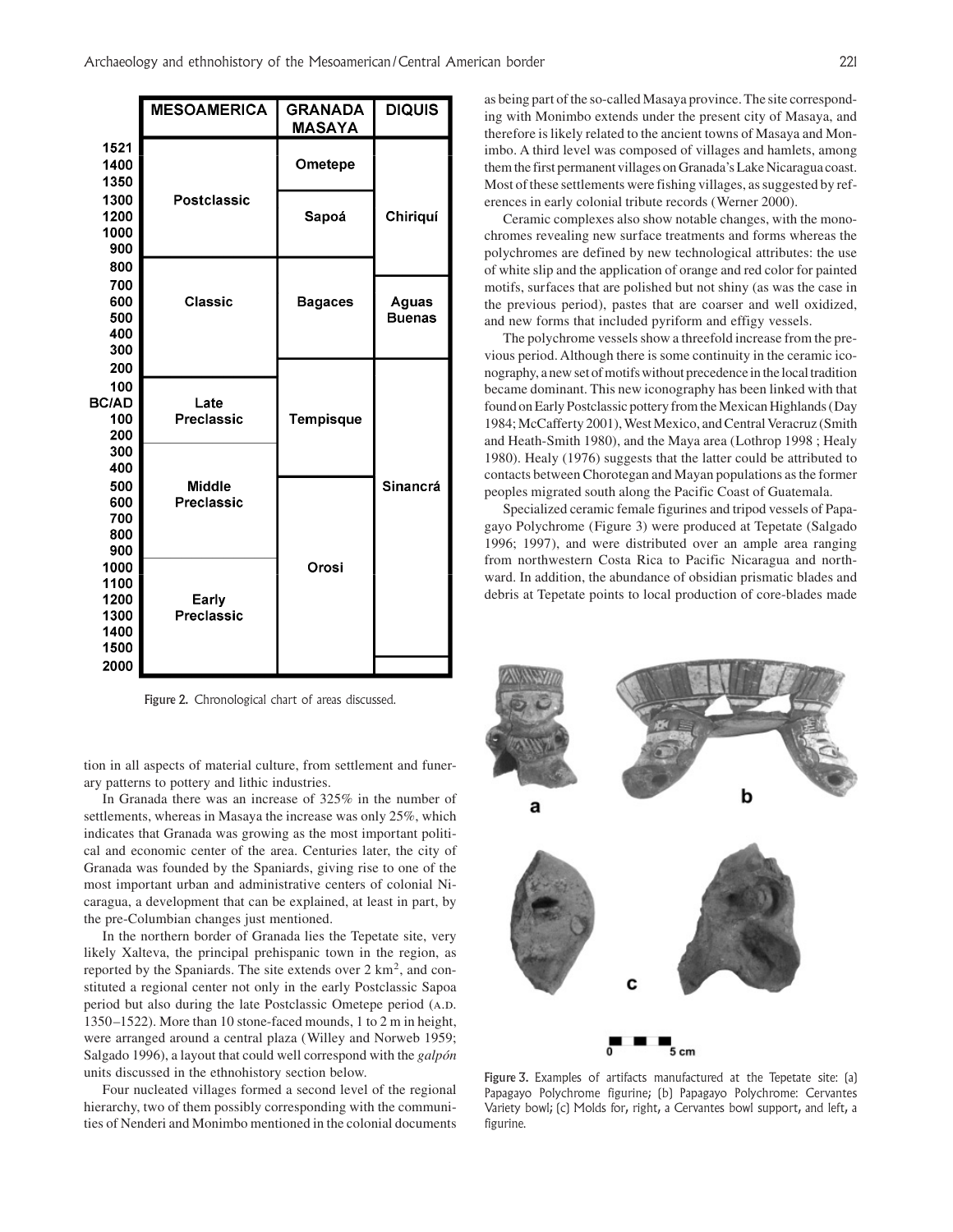| | MESOAMERICA | GRANADA MASAYA | DIQUIS |
|---|---|---|---|
| 1521 | | | |
| 1400 | | Ometepe | |
| 1350 | | | |
| 1300 | Postclassic | | |
| 1200 | | Sapoá | Chiriquí |
| 1000 | | | |
| 900 | | | |
| 800 | | | |
| 700 | | | |
| 600 | Classic | Bagaces | Aguas Buenas |
| 500 | | | |
| 400 | | | |
| 300 | | | |
| 200 | | | |
| 100 | | | |
| BC/AD | Late Preclassic | | |
| 100 | | Tempisque | |
| 200 | | | |
| 300 | | | |
| 400 | | | |
| 500 | Middle Preclassic | | Sinancrá |
| 600 | | | |
| 700 | | | |
| 800 | | | |
| 900 | | | |
| 1000 | | Orosi | |
| 1100 | | | |
| 1200 | Early Preclassic | | |
| 1300 | | | |
| 1400 | | | |
| 1500 | | | |
| 2000 | | | |

Figure 2. Chronological chart of areas discussed.

tion in all aspects of material culture, from settlement and funerary patterns to pottery and lithic industries.

In Granada there was an increase of 325% in the number of settlements, whereas in Masaya the increase was only 25%, which indicates that Granada was growing as the most important political and economic center of the area. Centuries later, the city of Granada was founded by the Spaniards, giving rise to one of the most important urban and administrative centers of colonial Nicaragua, a development that can be explained, at least in part, by the pre-Columbian changes just mentioned.

In the northern border of Granada lies the Tepetate site, very likely Xalteva, the principal prehispanic town in the region, as reported by the Spaniards. The site extends over 2 km$^2$, and constituted a regional center not only in the early Postclassic Sapoa period but also during the late Postclassic Ometepe period (A.D. 1350–1522). More than 10 stone-faced mounds, 1 to 2 m in height, were arranged around a central plaza (Willey and Norweb 1959; Salgado 1996), a layout that could well correspond with the *galpón* units discussed in the ethnohistory section below.

Four nucleated villages formed a second level of the regional hierarchy, two of them possibly corresponding with the communities of Nenderi and Monimbo mentioned in the colonial documents as being part of the so-called Masaya province. The site corresponding with Monimbo extends under the present city of Masaya, and therefore is likely related to the ancient towns of Masaya and Monimbo. A third level was composed of villages and hamlets, among them the first permanent villages on Granada's Lake Nicaragua coast. Most of these settlements were fishing villages, as suggested by references in early colonial tribute records (Werner 2000).

Ceramic complexes also show notable changes, with the monochromes revealing new surface treatments and forms whereas the polychromes are defined by new technological attributes: the use of white slip and the application of orange and red color for painted motifs, surfaces that are polished but not shiny (as was the case in the previous period), pastes that are coarser and well oxidized, and new forms that included pyriform and effigy vessels.

The polychrome vessels show a threefold increase from the previous period. Although there is some continuity in the ceramic iconography, a new set of motifs without precedence in the local tradition became dominant. This new iconography has been linked with that found on Early Postclassic pottery from the Mexican Highlands (Day 1984; McCafferty 2001), West Mexico, and Central Veracruz (Smith and Heath-Smith 1980), and the Maya area (Lothrop 1998 ; Healy 1980). Healy (1976) suggests that the latter could be attributed to contacts between Chorotegan and Mayan populations as the former peoples migrated south along the Pacific Coast of Guatemala.

Specialized ceramic female figurines and tripod vessels of Papagayo Polychrome (Figure 3) were produced at Tepetate (Salgado 1996; 1997), and were distributed over an ample area ranging from northwestern Costa Rica to Pacific Nicaragua and northward. In addition, the abundance of obsidian prismatic blades and debris at Tepetate points to local production of core-blades made

Figure 3. Examples of artifacts manufactured at the Tepetate site: (a) Papagayo Polychrome figurine; (b) Papagayo Polychrome: Cervantes Variety bowl; (c) Molds for, right, a Cervantes bowl support, and left, a figurine.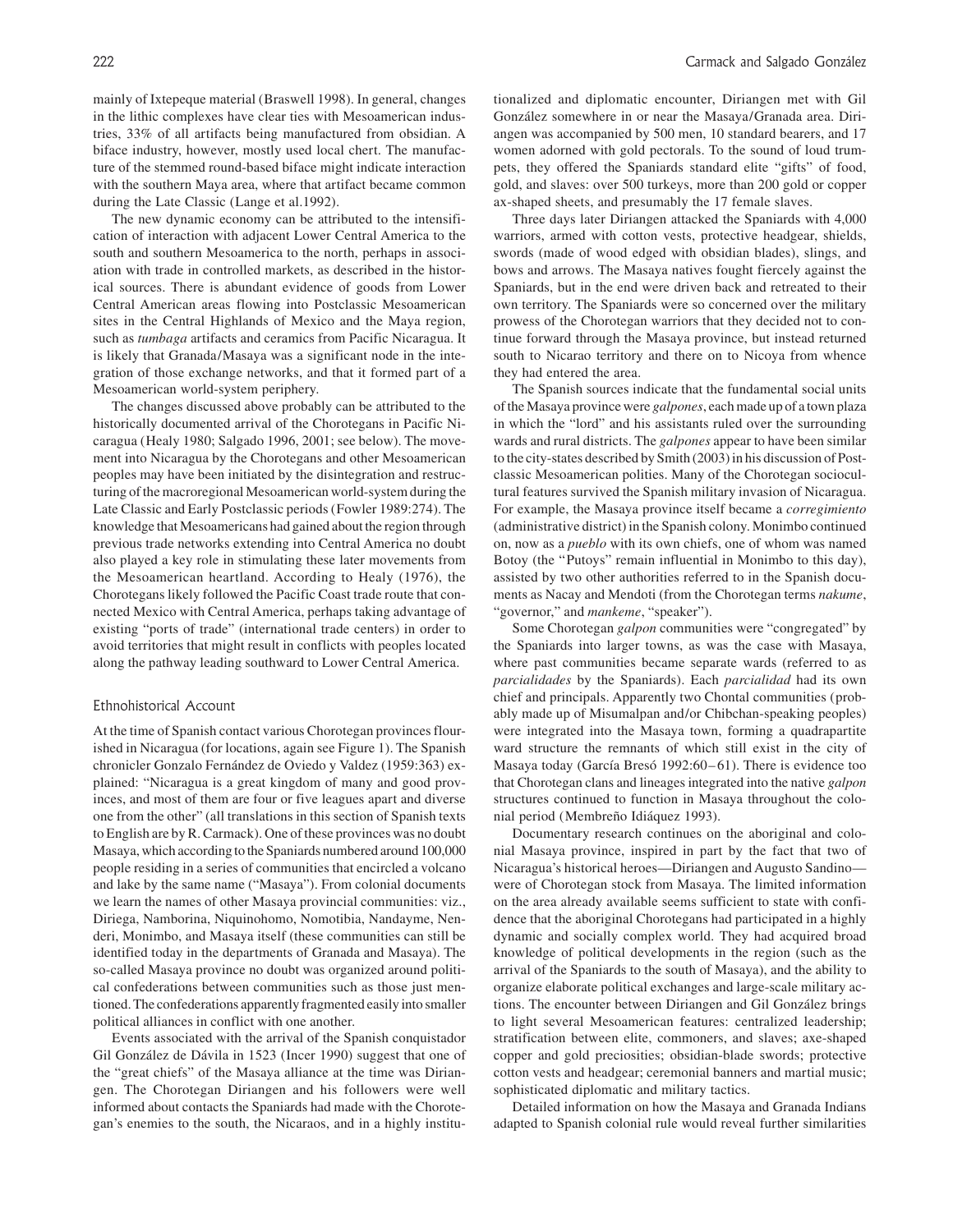mainly of Ixtepeque material (Braswell 1998). In general, changes in the lithic complexes have clear ties with Mesoamerican industries, 33% of all artifacts being manufactured from obsidian. A biface industry, however, mostly used local chert. The manufacture of the stemmed round-based biface might indicate interaction with the southern Maya area, where that artifact became common during the Late Classic (Lange et al.1992).

The new dynamic economy can be attributed to the intensification of interaction with adjacent Lower Central America to the south and southern Mesoamerica to the north, perhaps in association with trade in controlled markets, as described in the historical sources. There is abundant evidence of goods from Lower Central American areas flowing into Postclassic Mesoamerican sites in the Central Highlands of Mexico and the Maya region, such as *tumbaga* artifacts and ceramics from Pacific Nicaragua. It is likely that Granada/Masaya was a significant node in the integration of those exchange networks, and that it formed part of a Mesoamerican world-system periphery.

The changes discussed above probably can be attributed to the historically documented arrival of the Chorotegans in Pacific Nicaragua (Healy 1980; Salgado 1996, 2001; see below). The movement into Nicaragua by the Chorotegans and other Mesoamerican peoples may have been initiated by the disintegration and restructuring of the macroregional Mesoamerican world-system during the Late Classic and Early Postclassic periods (Fowler 1989:274). The knowledge that Mesoamericans had gained about the region through previous trade networks extending into Central America no doubt also played a key role in stimulating these later movements from the Mesoamerican heartland. According to Healy (1976), the Chorotegans likely followed the Pacific Coast trade route that connected Mexico with Central America, perhaps taking advantage of existing "ports of trade" (international trade centers) in order to avoid territories that might result in conflicts with peoples located along the pathway leading southward to Lower Central America.

## Ethnohistorical Account

At the time of Spanish contact various Chorotegan provinces flourished in Nicaragua (for locations, again see Figure 1). The Spanish chronicler Gonzalo Fernández de Oviedo y Valdez (1959:363) explained: "Nicaragua is a great kingdom of many and good provinces, and most of them are four or five leagues apart and diverse one from the other" (all translations in this section of Spanish texts to English are by R. Carmack). One of these provinces was no doubt Masaya, which according to the Spaniards numbered around 100,000 people residing in a series of communities that encircled a volcano and lake by the same name ("Masaya"). From colonial documents we learn the names of other Masaya provincial communities: viz., Diriega, Namborina, Niquinohomo, Nomotibia, Nandayme, Nenderi, Monimbo, and Masaya itself (these communities can still be identified today in the departments of Granada and Masaya). The so-called Masaya province no doubt was organized around political confederations between communities such as those just mentioned. The confederations apparently fragmented easily into smaller political alliances in conflict with one another.

Events associated with the arrival of the Spanish conquistador Gil González de Dávila in 1523 (Incer 1990) suggest that one of the "great chiefs" of the Masaya alliance at the time was Diriangen. The Chorotegan Diriangen and his followers were well informed about contacts the Spaniards had made with the Chorotegan's enemies to the south, the Nicaraos, and in a highly institutionalized and diplomatic encounter, Diriangen met with Gil González somewhere in or near the Masaya/Granada area. Diriangen was accompanied by 500 men, 10 standard bearers, and 17 women adorned with gold pectorals. To the sound of loud trumpets, they offered the Spaniards standard elite "gifts" of food, gold, and slaves: over 500 turkeys, more than 200 gold or copper ax-shaped sheets, and presumably the 17 female slaves.

Three days later Diriangen attacked the Spaniards with 4,000 warriors, armed with cotton vests, protective headgear, shields, swords (made of wood edged with obsidian blades), slings, and bows and arrows. The Masaya natives fought fiercely against the Spaniards, but in the end were driven back and retreated to their own territory. The Spaniards were so concerned over the military prowess of the Chorotegan warriors that they decided not to continue forward through the Masaya province, but instead returned south to Nicarao territory and there on to Nicoya from whence they had entered the area.

The Spanish sources indicate that the fundamental social units of the Masaya province were *galpones*, each made up of a town plaza in which the "lord" and his assistants ruled over the surrounding wards and rural districts. The *galpones* appear to have been similar to the city-states described by Smith (2003) in his discussion of Postclassic Mesoamerican polities. Many of the Chorotegan sociocultural features survived the Spanish military invasion of Nicaragua. For example, the Masaya province itself became a *corregimiento* (administrative district) in the Spanish colony. Monimbo continued on, now as a *pueblo* with its own chiefs, one of whom was named Botoy (the "Putoys" remain influential in Monimbo to this day), assisted by two other authorities referred to in the Spanish documents as Nacay and Mendoti (from the Chorotegan terms *nakume*, "governor," and *mankeme*, "speaker").

Some Chorotegan *galpon* communities were "congregated" by the Spaniards into larger towns, as was the case with Masaya, where past communities became separate wards (referred to as *parcialidades* by the Spaniards). Each *parcialidad* had its own chief and principals. Apparently two Chontal communities (probably made up of Misumalpan and/or Chibchan-speaking peoples) were integrated into the Masaya town, forming a quadrapartite ward structure the remnants of which still exist in the city of Masaya today (García Bresó 1992:60–61). There is evidence too that Chorotegan clans and lineages integrated into the native *galpon* structures continued to function in Masaya throughout the colonial period (Membreño Idiáquez 1993).

Documentary research continues on the aboriginal and colonial Masaya province, inspired in part by the fact that two of Nicaragua's historical heroes—Diriangen and Augusto Sandino—were of Chorotegan stock from Masaya. The limited information on the area already available seems sufficient to state with confidence that the aboriginal Chorotegans had participated in a highly dynamic and socially complex world. They had acquired broad knowledge of political developments in the region (such as the arrival of the Spaniards to the south of Masaya), and the ability to organize elaborate political exchanges and large-scale military actions. The encounter between Diriangen and Gil González brings to light several Mesoamerican features: centralized leadership; stratification between elite, commoners, and slaves; axe-shaped copper and gold preciosities; obsidian-blade swords; protective cotton vests and headgear; ceremonial banners and martial music; sophisticated diplomatic and military tactics.

Detailed information on how the Masaya and Granada Indians adapted to Spanish colonial rule would reveal further similarities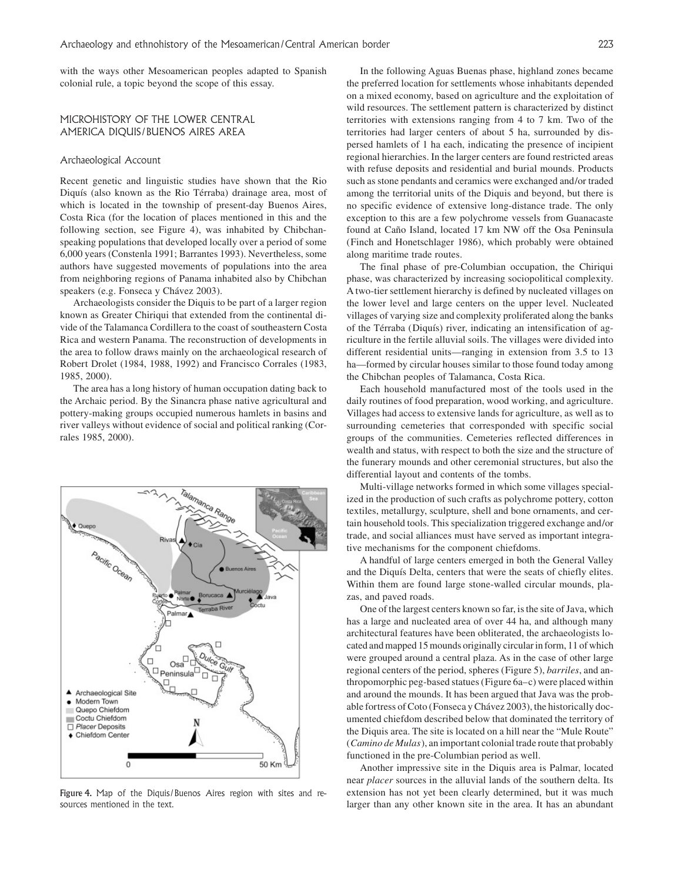with the ways other Mesoamerican peoples adapted to Spanish colonial rule, a topic beyond the scope of this essay.

## MICROHISTORY OF THE LOWER CENTRAL AMERICA DIQUIS/BUENOS AIRES AREA

### Archaeological Account

Recent genetic and linguistic studies have shown that the Rio Diquís (also known as the Rio Térraba) drainage area, most of which is located in the township of present-day Buenos Aires, Costa Rica (for the location of places mentioned in this and the following section, see Figure 4), was inhabited by Chibchan-speaking populations that developed locally over a period of some 6,000 years (Constenla 1991; Barrantes 1993). Nevertheless, some authors have suggested movements of populations into the area from neighboring regions of Panama inhabited also by Chibchan speakers (e.g. Fonseca y Chávez 2003).

Archaeologists consider the Diquis to be part of a larger region known as Greater Chiriqui that extended from the continental divide of the Talamanca Cordillera to the coast of southeastern Costa Rica and western Panama. The reconstruction of developments in the area to follow draws mainly on the archaeological research of Robert Drolet (1984, 1988, 1992) and Francisco Corrales (1983, 1985, 2000).

The area has a long history of human occupation dating back to the Archaic period. By the Sinancra phase native agricultural and pottery-making groups occupied numerous hamlets in basins and river valleys without evidence of social and political ranking (Corrales 1985, 2000).

Figure 4. Map of the Diquis/Buenos Aires region with sites and resources mentioned in the text.

In the following Aguas Buenas phase, highland zones became the preferred location for settlements whose inhabitants depended on a mixed economy, based on agriculture and the exploitation of wild resources. The settlement pattern is characterized by distinct territories with extensions ranging from 4 to 7 km. Two of the territories had larger centers of about 5 ha, surrounded by dispersed hamlets of 1 ha each, indicating the presence of incipient regional hierarchies. In the larger centers are found restricted areas with refuse deposits and residential and burial mounds. Products such as stone pendants and ceramics were exchanged and/or traded among the territorial units of the Diquis and beyond, but there is no specific evidence of extensive long-distance trade. The only exception to this are a few polychrome vessels from Guanacaste found at Caño Island, located 17 km NW off the Osa Peninsula (Finch and Honetschlager 1986), which probably were obtained along maritime trade routes.

The final phase of pre-Columbian occupation, the Chiriqui phase, was characterized by increasing sociopolitical complexity. A two-tier settlement hierarchy is defined by nucleated villages on the lower level and large centers on the upper level. Nucleated villages of varying size and complexity proliferated along the banks of the Térraba (Diquís) river, indicating an intensification of agriculture in the fertile alluvial soils. The villages were divided into different residential units—ranging in extension from 3.5 to 13 ha—formed by circular houses similar to those found today among the Chibchan peoples of Talamanca, Costa Rica.

Each household manufactured most of the tools used in the daily routines of food preparation, wood working, and agriculture. Villages had access to extensive lands for agriculture, as well as to surrounding cemeteries that corresponded with specific social groups of the communities. Cemeteries reflected differences in wealth and status, with respect to both the size and the structure of the funerary mounds and other ceremonial structures, but also the differential layout and contents of the tombs.

Multi-village networks formed in which some villages specialized in the production of such crafts as polychrome pottery, cotton textiles, metallurgy, sculpture, shell and bone ornaments, and certain household tools. This specialization triggered exchange and/or trade, and social alliances must have served as important integrative mechanisms for the component chiefdoms.

A handful of large centers emerged in both the General Valley and the Diquís Delta, centers that were the seats of chiefly elites. Within them are found large stone-walled circular mounds, plazas, and paved roads.

One of the largest centers known so far, is the site of Java, which has a large and nucleated area of over 44 ha, and although many architectural features have been obliterated, the archaeologists located and mapped 15 mounds originally circular in form, 11 of which were grouped around a central plaza. As in the case of other large regional centers of the period, spheres (Figure 5), *barriles*, and anthropomorphic peg-based statues (Figure 6a–c) were placed within and around the mounds. It has been argued that Java was the probable fortress of Coto (Fonseca y Chávez 2003), the historically documented chiefdom described below that dominated the territory of the Diquis area. The site is located on a hill near the "Mule Route" (*Camino de Mulas*), an important colonial trade route that probably functioned in the pre-Columbian period as well.

Another impressive site in the Diquis area is Palmar, located near *placer* sources in the alluvial lands of the southern delta. Its extension has not yet been clearly determined, but it was much larger than any other known site in the area. It has an abundant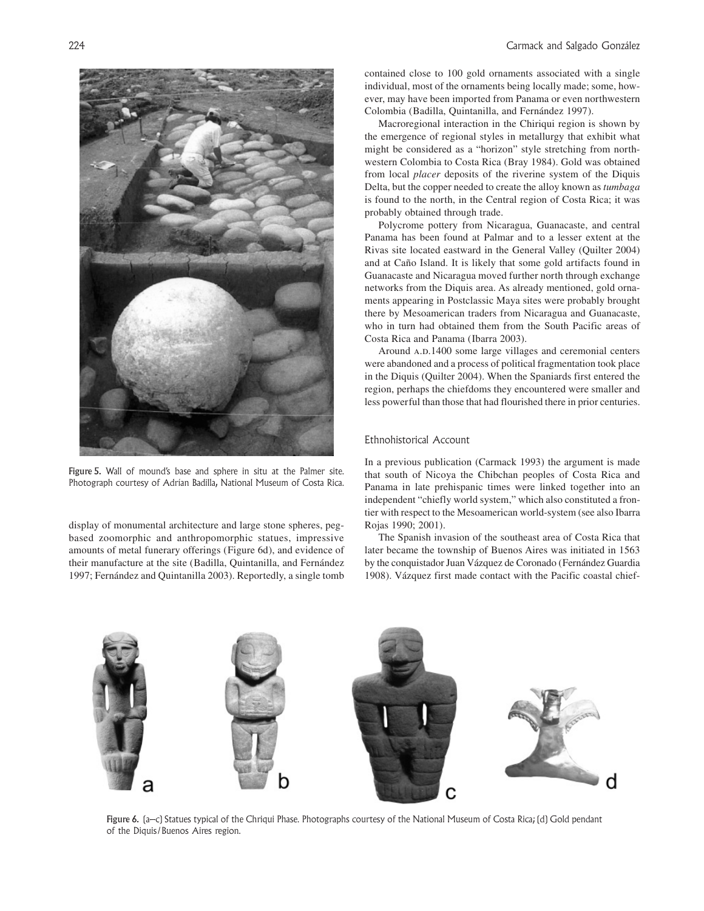Figure 5. Wall of mound's base and sphere in situ at the Palmer site. Photograph courtesy of Adrían Badilla, National Museum of Costa Rica.

display of monumental architecture and large stone spheres, peg-based zoomorphic and anthropomorphic statues, impressive amounts of metal funerary offerings (Figure 6d), and evidence of their manufacture at the site (Badilla, Quintanilla, and Fernández 1997; Fernández and Quintanilla 2003). Reportedly, a single tomb contained close to 100 gold ornaments associated with a single individual, most of the ornaments being locally made; some, however, may have been imported from Panama or even northwestern Colombia (Badilla, Quintanilla, and Fernández 1997).

Macroregional interaction in the Chiriqui region is shown by the emergence of regional styles in metallurgy that exhibit what might be considered as a "horizon" style stretching from northwestern Colombia to Costa Rica (Bray 1984). Gold was obtained from local *placer* deposits of the riverine system of the Diquis Delta, but the copper needed to create the alloy known as *tumbaga* is found to the north, in the Central region of Costa Rica; it was probably obtained through trade.

Polycrome pottery from Nicaragua, Guanacaste, and central Panama has been found at Palmar and to a lesser extent at the Rivas site located eastward in the General Valley (Quilter 2004) and at Caño Island. It is likely that some gold artifacts found in Guanacaste and Nicaragua moved further north through exchange networks from the Diquis area. As already mentioned, gold ornaments appearing in Postclassic Maya sites were probably brought there by Mesoamerican traders from Nicaragua and Guanacaste, who in turn had obtained them from the South Pacific areas of Costa Rica and Panama (Ibarra 2003).

Around A.D.1400 some large villages and ceremonial centers were abandoned and a process of political fragmentation took place in the Diquis (Quilter 2004). When the Spaniards first entered the region, perhaps the chiefdoms they encountered were smaller and less powerful than those that had flourished there in prior centuries.

## Ethnohistorical Account

In a previous publication (Carmack 1993) the argument is made that south of Nicoya the Chibchan peoples of Costa Rica and Panama in late prehispanic times were linked together into an independent "chiefly world system," which also constituted a frontier with respect to the Mesoamerican world-system (see also Ibarra Rojas 1990; 2001).

The Spanish invasion of the southeast area of Costa Rica that later became the township of Buenos Aires was initiated in 1563 by the conquistador Juan Vázquez de Coronado (Fernández Guardia 1908). Vázquez first made contact with the Pacific coastal chief-

Figure 6. (a–c) Statues typical of the Chriqui Phase. Photographs courtesy of the National Museum of Costa Rica; (d) Gold pendant of the Diquis/Buenos Aires region.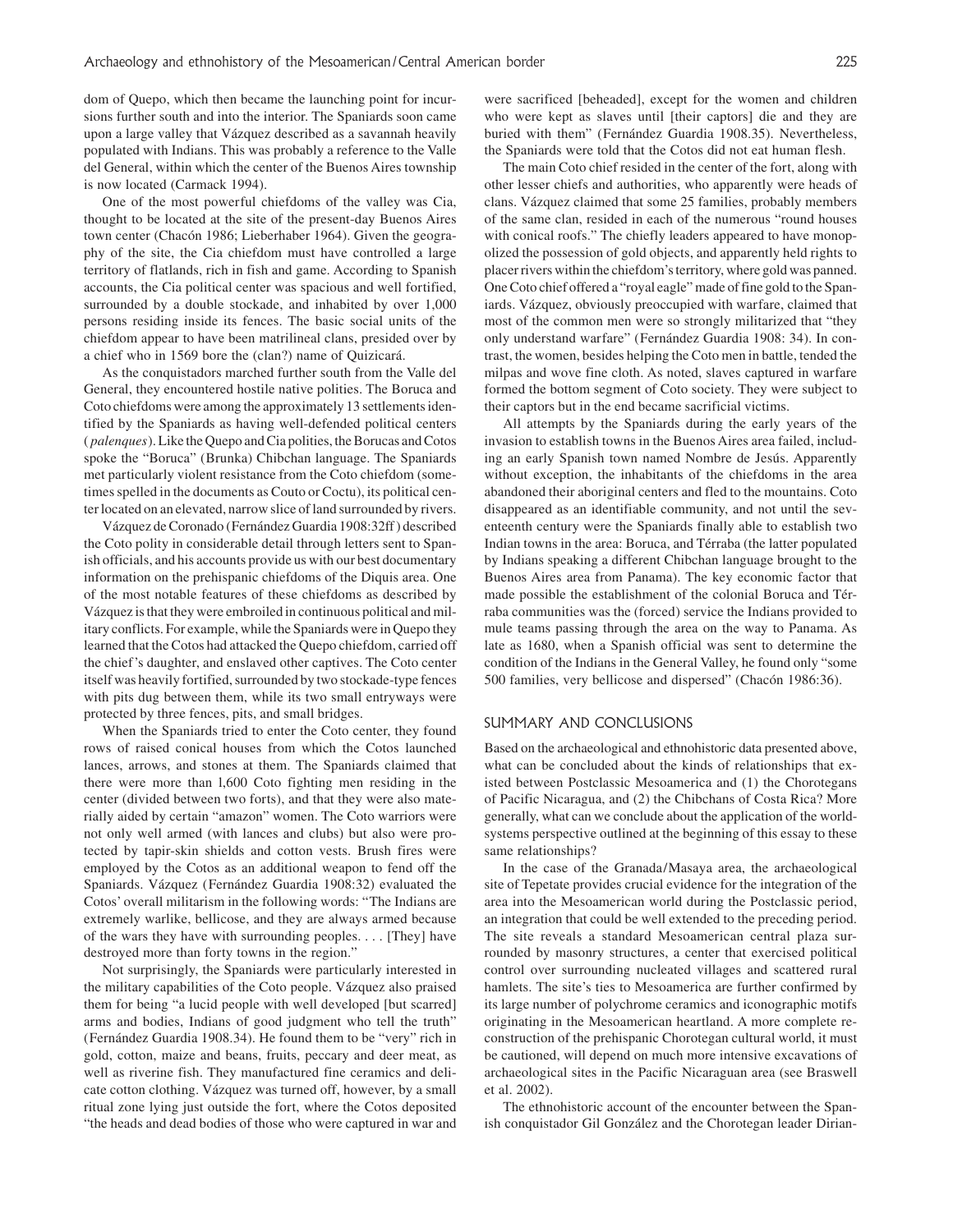dom of Quepo, which then became the launching point for incursions further south and into the interior. The Spaniards soon came upon a large valley that Vázquez described as a savannah heavily populated with Indians. This was probably a reference to the Valle del General, within which the center of the Buenos Aires township is now located (Carmack 1994).

One of the most powerful chiefdoms of the valley was Cia, thought to be located at the site of the present-day Buenos Aires town center (Chacón 1986; Lieberhaber 1964). Given the geography of the site, the Cia chiefdom must have controlled a large territory of flatlands, rich in fish and game. According to Spanish accounts, the Cia political center was spacious and well fortified, surrounded by a double stockade, and inhabited by over 1,000 persons residing inside its fences. The basic social units of the chiefdom appear to have been matrilineal clans, presided over by a chief who in 1569 bore the (clan?) name of Quizicará.

As the conquistadors marched further south from the Valle del General, they encountered hostile native polities. The Boruca and Coto chiefdoms were among the approximately 13 settlements identified by the Spaniards as having well-defended political centers (*palenques*). Like the Quepo and Cia polities, the Borucas and Cotos spoke the "Boruca" (Brunka) Chibchan language. The Spaniards met particularly violent resistance from the Coto chiefdom (sometimes spelled in the documents as Couto or Coctu), its political center located on an elevated, narrow slice of land surrounded by rivers.

Vázquez de Coronado (Fernández Guardia 1908:32ff) described the Coto polity in considerable detail through letters sent to Spanish officials, and his accounts provide us with our best documentary information on the prehispanic chiefdoms of the Diquis area. One of the most notable features of these chiefdoms as described by Vázquez is that they were embroiled in continuous political and military conflicts. For example, while the Spaniards were in Quepo they learned that the Cotos had attacked the Quepo chiefdom, carried off the chief's daughter, and enslaved other captives. The Coto center itself was heavily fortified, surrounded by two stockade-type fences with pits dug between them, while its two small entryways were protected by three fences, pits, and small bridges.

When the Spaniards tried to enter the Coto center, they found rows of raised conical houses from which the Cotos launched lances, arrows, and stones at them. The Spaniards claimed that there were more than 1,600 Coto fighting men residing in the center (divided between two forts), and that they were also materially aided by certain "amazon" women. The Coto warriors were not only well armed (with lances and clubs) but also were protected by tapir-skin shields and cotton vests. Brush fires were employed by the Cotos as an additional weapon to fend off the Spaniards. Vázquez (Fernández Guardia 1908:32) evaluated the Cotos' overall militarism in the following words: "The Indians are extremely warlike, bellicose, and they are always armed because of the wars they have with surrounding peoples. . . . [They] have destroyed more than forty towns in the region."

Not surprisingly, the Spaniards were particularly interested in the military capabilities of the Coto people. Vázquez also praised them for being "a lucid people with well developed [but scarred] arms and bodies, Indians of good judgment who tell the truth" (Fernández Guardia 1908.34). He found them to be "very" rich in gold, cotton, maize and beans, fruits, peccary and deer meat, as well as riverine fish. They manufactured fine ceramics and delicate cotton clothing. Vázquez was turned off, however, by a small ritual zone lying just outside the fort, where the Cotos deposited "the heads and dead bodies of those who were captured in war and were sacrificed [beheaded], except for the women and children who were kept as slaves until [their captors] die and they are buried with them" (Fernández Guardia 1908.35). Nevertheless, the Spaniards were told that the Cotos did not eat human flesh.

The main Coto chief resided in the center of the fort, along with other lesser chiefs and authorities, who apparently were heads of clans. Vázquez claimed that some 25 families, probably members of the same clan, resided in each of the numerous "round houses with conical roofs." The chiefly leaders appeared to have monopolized the possession of gold objects, and apparently held rights to placer rivers within the chiefdom's territory, where gold was panned. One Coto chief offered a "royal eagle" made of fine gold to the Spaniards. Vázquez, obviously preoccupied with warfare, claimed that most of the common men were so strongly militarized that "they only understand warfare" (Fernández Guardia 1908: 34). In contrast, the women, besides helping the Coto men in battle, tended the milpas and wove fine cloth. As noted, slaves captured in warfare formed the bottom segment of Coto society. They were subject to their captors but in the end became sacrificial victims.

All attempts by the Spaniards during the early years of the invasion to establish towns in the Buenos Aires area failed, including an early Spanish town named Nombre de Jesús. Apparently without exception, the inhabitants of the chiefdoms in the area abandoned their aboriginal centers and fled to the mountains. Coto disappeared as an identifiable community, and not until the seventeenth century were the Spaniards finally able to establish two Indian towns in the area: Boruca, and Térraba (the latter populated by Indians speaking a different Chibchan language brought to the Buenos Aires area from Panama). The key economic factor that made possible the establishment of the colonial Boruca and Térraba communities was the (forced) service the Indians provided to mule teams passing through the area on the way to Panama. As late as 1680, when a Spanish official was sent to determine the condition of the Indians in the General Valley, he found only "some 500 families, very bellicose and dispersed" (Chacón 1986:36).

## SUMMARY AND CONCLUSIONS

Based on the archaeological and ethnohistoric data presented above, what can be concluded about the kinds of relationships that existed between Postclassic Mesoamerica and (1) the Chorotegans of Pacific Nicaragua, and (2) the Chibchans of Costa Rica? More generally, what can we conclude about the application of the world-systems perspective outlined at the beginning of this essay to these same relationships?

In the case of the Granada/Masaya area, the archaeological site of Tepetate provides crucial evidence for the integration of the area into the Mesoamerican world during the Postclassic period, an integration that could be well extended to the preceding period. The site reveals a standard Mesoamerican central plaza surrounded by masonry structures, a center that exercised political control over surrounding nucleated villages and scattered rural hamlets. The site's ties to Mesoamerica are further confirmed by its large number of polychrome ceramics and iconographic motifs originating in the Mesoamerican heartland. A more complete reconstruction of the prehispanic Chorotegan cultural world, it must be cautioned, will depend on much more intensive excavations of archaeological sites in the Pacific Nicaraguan area (see Braswell et al. 2002).

The ethnohistoric account of the encounter between the Spanish conquistador Gil González and the Chorotegan leader Dirian-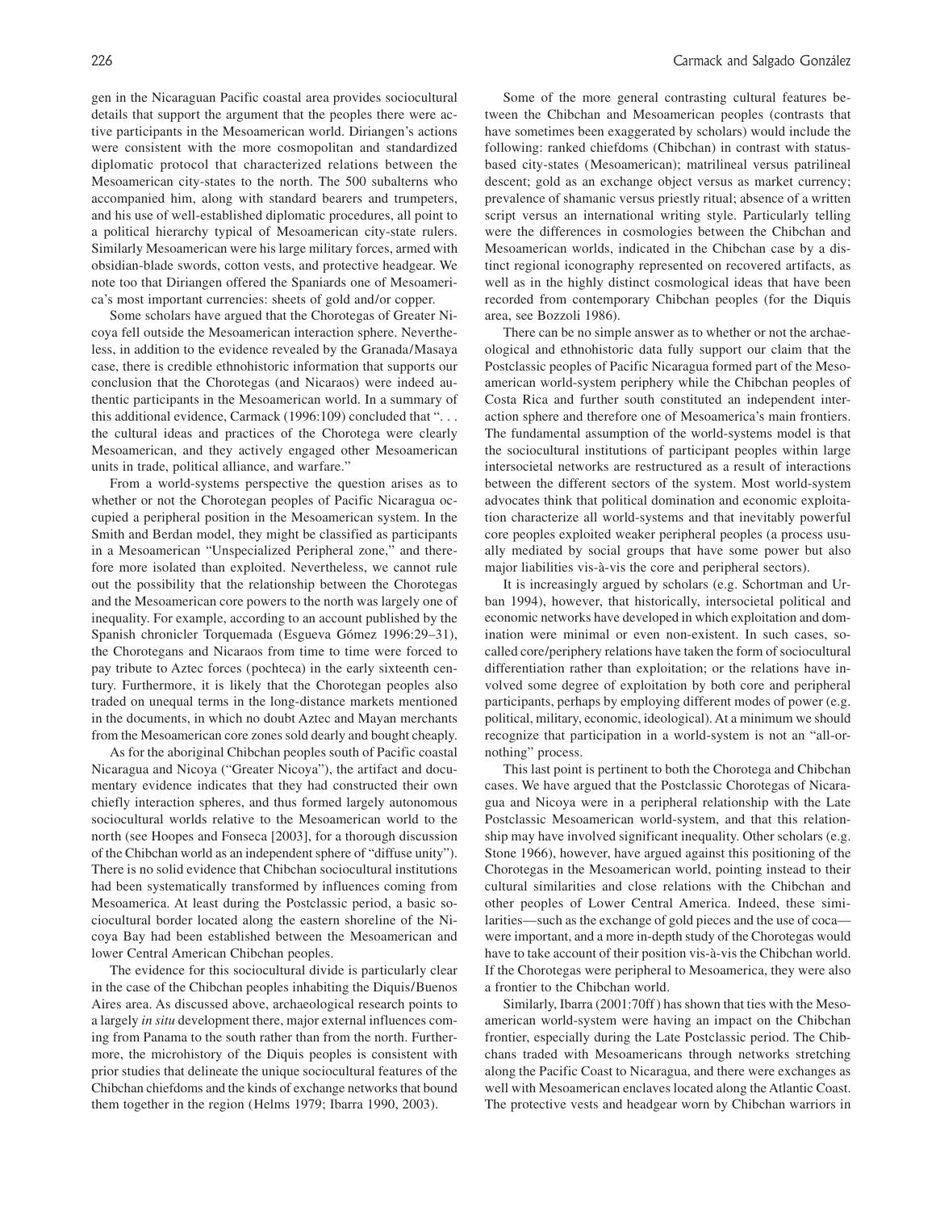gen in the Nicaraguan Pacific coastal area provides sociocultural details that support the argument that the peoples there were active participants in the Mesoamerican world. Diriangen's actions were consistent with the more cosmopolitan and standardized diplomatic protocol that characterized relations between the Mesoamerican city-states to the north. The 500 subalterns who accompanied him, along with standard bearers and trumpeters, and his use of well-established diplomatic procedures, all point to a political hierarchy typical of Mesoamerican city-state rulers. Similarly Mesoamerican were his large military forces, armed with obsidian-blade swords, cotton vests, and protective headgear. We note too that Diriangen offered the Spaniards one of Mesoamerica's most important currencies: sheets of gold and/or copper.

Some scholars have argued that the Chorotegas of Greater Nicoya fell outside the Mesoamerican interaction sphere. Nevertheless, in addition to the evidence revealed by the Granada/Masaya case, there is credible ethnohistoric information that supports our conclusion that the Chorotegas (and Nicaraos) were indeed authentic participants in the Mesoamerican world. In a summary of this additional evidence, Carmack (1996:109) concluded that ". . . the cultural ideas and practices of the Chorotega were clearly Mesoamerican, and they actively engaged other Mesoamerican units in trade, political alliance, and warfare."

From a world-systems perspective the question arises as to whether or not the Chorotegan peoples of Pacific Nicaragua occupied a peripheral position in the Mesoamerican system. In the Smith and Berdan model, they might be classified as participants in a Mesoamerican "Unspecialized Peripheral zone," and therefore more isolated than exploited. Nevertheless, we cannot rule out the possibility that the relationship between the Chorotegas and the Mesoamerican core powers to the north was largely one of inequality. For example, according to an account published by the Spanish chronicler Torquemada (Esgueva Gómez 1996:29–31), the Chorotegans and Nicaraos from time to time were forced to pay tribute to Aztec forces (pochteca) in the early sixteenth century. Furthermore, it is likely that the Chorotegan peoples also traded on unequal terms in the long-distance markets mentioned in the documents, in which no doubt Aztec and Mayan merchants from the Mesoamerican core zones sold dearly and bought cheaply.

As for the aboriginal Chibchan peoples south of Pacific coastal Nicaragua and Nicoya ("Greater Nicoya"), the artifact and documentary evidence indicates that they had constructed their own chiefly interaction spheres, and thus formed largely autonomous sociocultural worlds relative to the Mesoamerican world to the north (see Hoopes and Fonseca [2003], for a thorough discussion of the Chibchan world as an independent sphere of "diffuse unity"). There is no solid evidence that Chibchan sociocultural institutions had been systematically transformed by influences coming from Mesoamerica. At least during the Postclassic period, a basic sociocultural border located along the eastern shoreline of the Nicoya Bay had been established between the Mesoamerican and lower Central American Chibchan peoples.

The evidence for this sociocultural divide is particularly clear in the case of the Chibchan peoples inhabiting the Diquis/Buenos Aires area. As discussed above, archaeological research points to a largely *in situ* development there, major external influences coming from Panama to the south rather than from the north. Furthermore, the microhistory of the Diquis peoples is consistent with prior studies that delineate the unique sociocultural features of the Chibchan chiefdoms and the kinds of exchange networks that bound them together in the region (Helms 1979; Ibarra 1990, 2003).

Some of the more general contrasting cultural features between the Chibchan and Mesoamerican peoples (contrasts that have sometimes been exaggerated by scholars) would include the following: ranked chiefdoms (Chibchan) in contrast with status-based city-states (Mesoamerican); matrilineal versus patrilineal descent; gold as an exchange object versus as market currency; prevalence of shamanic versus priestly ritual; absence of a written script versus an international writing style. Particularly telling were the differences in cosmologies between the Chibchan and Mesoamerican worlds, indicated in the Chibchan case by a distinct regional iconography represented on recovered artifacts, as well as in the highly distinct cosmological ideas that have been recorded from contemporary Chibchan peoples (for the Diquis area, see Bozzoli 1986).

There can be no simple answer as to whether or not the archaeological and ethnohistoric data fully support our claim that the Postclassic peoples of Pacific Nicaragua formed part of the Mesoamerican world-system periphery while the Chibchan peoples of Costa Rica and further south constituted an independent interaction sphere and therefore one of Mesoamerica's main frontiers. The fundamental assumption of the world-systems model is that the sociocultural institutions of participant peoples within large intersocietal networks are restructured as a result of interactions between the different sectors of the system. Most world-system advocates think that political domination and economic exploitation characterize all world-systems and that inevitably powerful core peoples exploited weaker peripheral peoples (a process usually mediated by social groups that have some power but also major liabilities vis-à-vis the core and peripheral sectors).

It is increasingly argued by scholars (e.g. Schortman and Urban 1994), however, that historically, intersocietal political and economic networks have developed in which exploitation and domination were minimal or even non-existent. In such cases, so-called core/periphery relations have taken the form of sociocultural differentiation rather than exploitation; or the relations have involved some degree of exploitation by both core and peripheral participants, perhaps by employing different modes of power (e.g. political, military, economic, ideological). At a minimum we should recognize that participation in a world-system is not an "all-or-nothing" process.

This last point is pertinent to both the Chorotega and Chibchan cases. We have argued that the Postclassic Chorotegas of Nicaragua and Nicoya were in a peripheral relationship with the Late Postclassic Mesoamerican world-system, and that this relationship may have involved significant inequality. Other scholars (e.g. Stone 1966), however, have argued against this positioning of the Chorotegas in the Mesoamerican world, pointing instead to their cultural similarities and close relations with the Chibchan and other peoples of Lower Central America. Indeed, these similarities—such as the exchange of gold pieces and the use of coca—were important, and a more in-depth study of the Chorotegas would have to take account of their position vis-à-vis the Chibchan world. If the Chorotegas were peripheral to Mesoamerica, they were also a frontier to the Chibchan world.

Similarly, Ibarra (2001:70ff) has shown that ties with the Mesoamerican world-system were having an impact on the Chibchan frontier, especially during the Late Postclassic period. The Chibchans traded with Mesoamericans through networks stretching along the Pacific Coast to Nicaragua, and there were exchanges as well with Mesoamerican enclaves located along the Atlantic Coast. The protective vests and headgear worn by Chibchan warriors in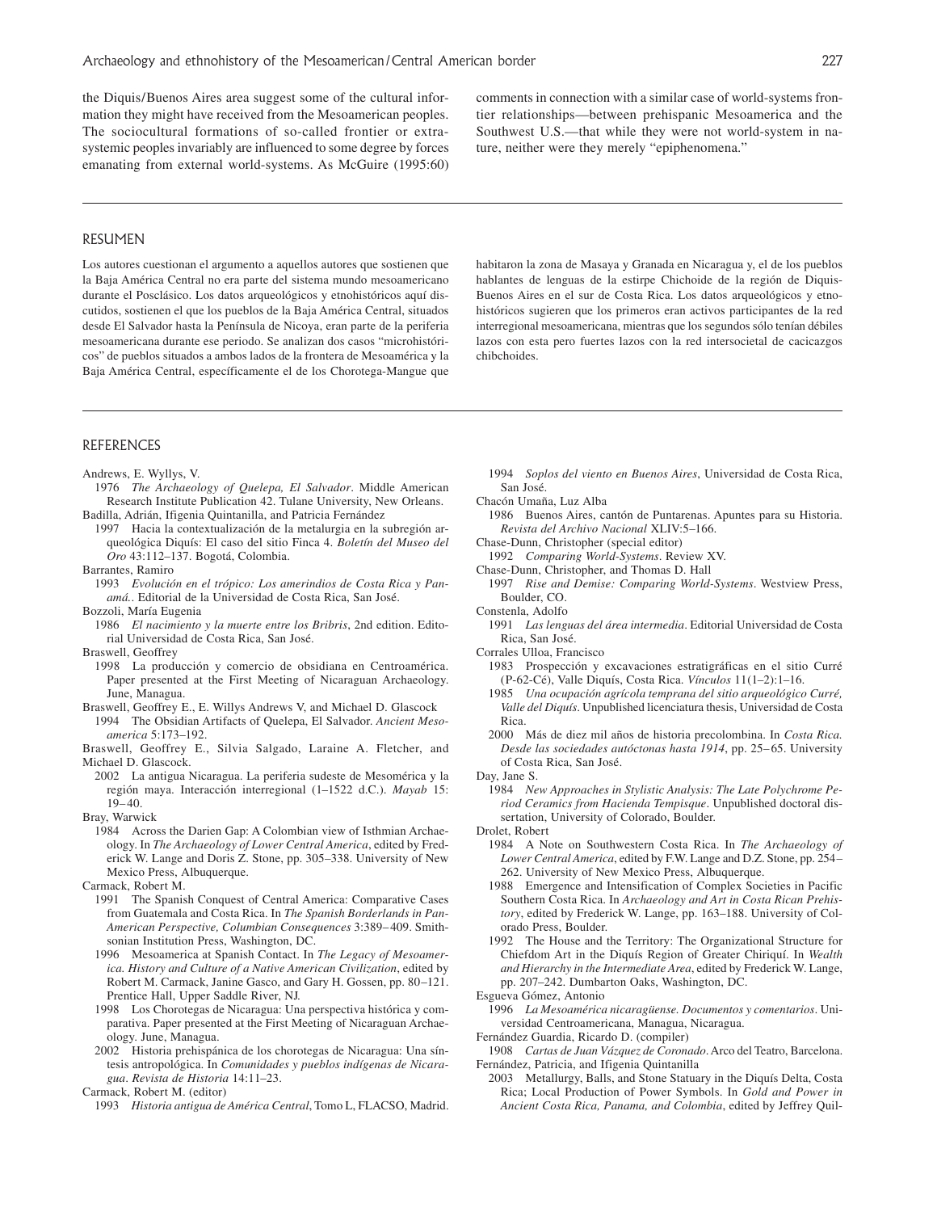the Diquis/Buenos Aires area suggest some of the cultural information they might have received from the Mesoamerican peoples. The sociocultural formations of so-called frontier or extra-systemic peoples invariably are influenced to some degree by forces emanating from external world-systems. As McGuire (1995:60) comments in connection with a similar case of world-systems frontier relationships—between prehispanic Mesoamerica and the Southwest U.S.—that while they were not world-system in nature, neither were they merely "epiphenomena."

## RESUMEN

Los autores cuestionan el argumento a aquellos autores que sostienen que la Baja América Central no era parte del sistema mundo mesoamericano durante el Posclásico. Los datos arqueológicos y etnohistóricos aquí discutidos, sostienen el que los pueblos de la Baja América Central, situados desde El Salvador hasta la Península de Nicoya, eran parte de la periferia mesoamericana durante ese periodo. Se analizan dos casos "microhistóricos" de pueblos situados a ambos lados de la frontera de Mesoamérica y la Baja América Central, específicamente el de los Chorotega-Mangue que habitaron la zona de Masaya y Granada en Nicaragua y, el de los pueblos hablantes de lenguas de la estirpe Chichoide de la región de Diquis-Buenos Aires en el sur de Costa Rica. Los datos arqueológicos y etnohistóricos sugieren que los primeros eran activos participantes de la red interregional mesoamericana, mientras que los segundos sólo tenían débiles lazos con esta pero fuertes lazos con la red intersocietal de cacicazgos chibchoides.

## REFERENCES

Andrews, E. Wyllys, V.
1976 *The Archaeology of Quelepa, El Salvador*. Middle American Research Institute Publication 42. Tulane University, New Orleans.

Badilla, Adrián, Ifigenia Quintanilla, and Patricia Fernández
1997 Hacia la contextualización de la metalurgia en la subregión arqueológica Diquís: El caso del sitio Finca 4. *Boletín del Museo del Oro* 43:112–137. Bogotá, Colombia.

Barrantes, Ramiro
1993 *Evolución en el trópico: Los amerindios de Costa Rica y Panamá.*. Editorial de la Universidad de Costa Rica, San José.

Bozzoli, María Eugenia
1986 *El nacimiento y la muerte entre los Bribris*, 2nd edition. Editorial Universidad de Costa Rica, San José.

Braswell, Geoffrey
1998 La producción y comercio de obsidiana en Centroamérica. Paper presented at the First Meeting of Nicaraguan Archaeology. June, Managua.

Braswell, Geoffrey E., E. Willys Andrews V, and Michael D. Glascock
1994 The Obsidian Artifacts of Quelepa, El Salvador. *Ancient Mesoamerica* 5:173–192.

Braswell, Geoffrey E., Silvia Salgado, Laraine A. Fletcher, and Michael D. Glascock.
2002 La antigua Nicaragua. La periferia sudeste de Mesomérica y la región maya. Interacción interregional (1–1522 d.C.). *Mayab* 15: 19–40.

Bray, Warwick
1984 Across the Darien Gap: A Colombian view of Isthmian Archaeology. In *The Archaeology of Lower Central America*, edited by Frederick W. Lange and Doris Z. Stone, pp. 305–338. University of New Mexico Press, Albuquerque.

Carmack, Robert M.
1991 The Spanish Conquest of Central America: Comparative Cases from Guatemala and Costa Rica. In *The Spanish Borderlands in Pan-American Perspective, Columbian Consequences* 3:389–409. Smithsonian Institution Press, Washington, DC.
1996 Mesoamerica at Spanish Contact. In *The Legacy of Mesoamerica. History and Culture of a Native American Civilization*, edited by Robert M. Carmack, Janine Gasco, and Gary H. Gossen, pp. 80–121. Prentice Hall, Upper Saddle River, NJ.
1998 Los Chorotegas de Nicaragua: Una perspectiva histórica y comparativa. Paper presented at the First Meeting of Nicaraguan Archaeology. June, Managua.
2002 Historia prehispánica de los chorotegas de Nicaragua: Una síntesis antropológica. In *Comunidades y pueblos indígenas de Nicaragua*. *Revista de Historia* 14:11–23.

Carmack, Robert M. (editor)
1993 *Historia antigua de América Central*, Tomo L, FLACSO, Madrid.
1994 *Soplos del viento en Buenos Aires*, Universidad de Costa Rica, San José.

Chacón Umaña, Luz Alba
1986 Buenos Aires, cantón de Puntarenas. Apuntes para su Historia. *Revista del Archivo Nacional* XLIV:5–166.

Chase-Dunn, Christopher (special editor)
1992 *Comparing World-Systems*. Review XV.

Chase-Dunn, Christopher, and Thomas D. Hall
1997 *Rise and Demise: Comparing World-Systems*. Westview Press, Boulder, CO.

Constenla, Adolfo
1991 *Las lenguas del área intermedia*. Editorial Universidad de Costa Rica, San José.

Corrales Ulloa, Francisco
1983 Prospección y excavaciones estratigráficas en el sitio Curré (P-62-Cé), Valle Diquís, Costa Rica. *Vínculos* 11(1–2):1–16.
1985 *Una ocupación agrícola temprana del sitio arqueológico Curré, Valle del Diquís*. Unpublished licenciatura thesis, Universidad de Costa Rica.
2000 Más de diez mil años de historia precolombina. In *Costa Rica. Desde las sociedades autóctonas hasta 1914*, pp. 25–65. University of Costa Rica, San José.

Day, Jane S.
1984 *New Approaches in Stylistic Analysis: The Late Polychrome Period Ceramics from Hacienda Tempisque*. Unpublished doctoral dissertation, University of Colorado, Boulder.

Drolet, Robert
1984 A Note on Southwestern Costa Rica. In *The Archaeology of Lower Central America*, edited by F.W. Lange and D.Z. Stone, pp. 254–262. University of New Mexico Press, Albuquerque.
1988 Emergence and Intensification of Complex Societies in Pacific Southern Costa Rica. In *Archaeology and Art in Costa Rican Prehistory*, edited by Frederick W. Lange, pp. 163–188. University of Colorado Press, Boulder.
1992 The House and the Territory: The Organizational Structure for Chiefdom Art in the Diquís Region of Greater Chiriquí. In *Wealth and Hierarchy in the Intermediate Area*, edited by Frederick W. Lange, pp. 207–242. Dumbarton Oaks, Washington, DC.

Esgueva Gómez, Antonio
1996 *La Mesoamérica nicaragüense. Documentos y comentarios*. Universidad Centroamericana, Managua, Nicaragua.

Fernández Guardia, Ricardo D. (compiler)
1908 *Cartas de Juan Vázquez de Coronado*. Arco del Teatro, Barcelona.

Fernández, Patricia, and Ifigenia Quintanilla
2003 Metallurgy, Balls, and Stone Statuary in the Diquís Delta, Costa Rica; Local Production of Power Symbols. In *Gold and Power in Ancient Costa Rica, Panama, and Colombia*, edited by Jeffrey Quil-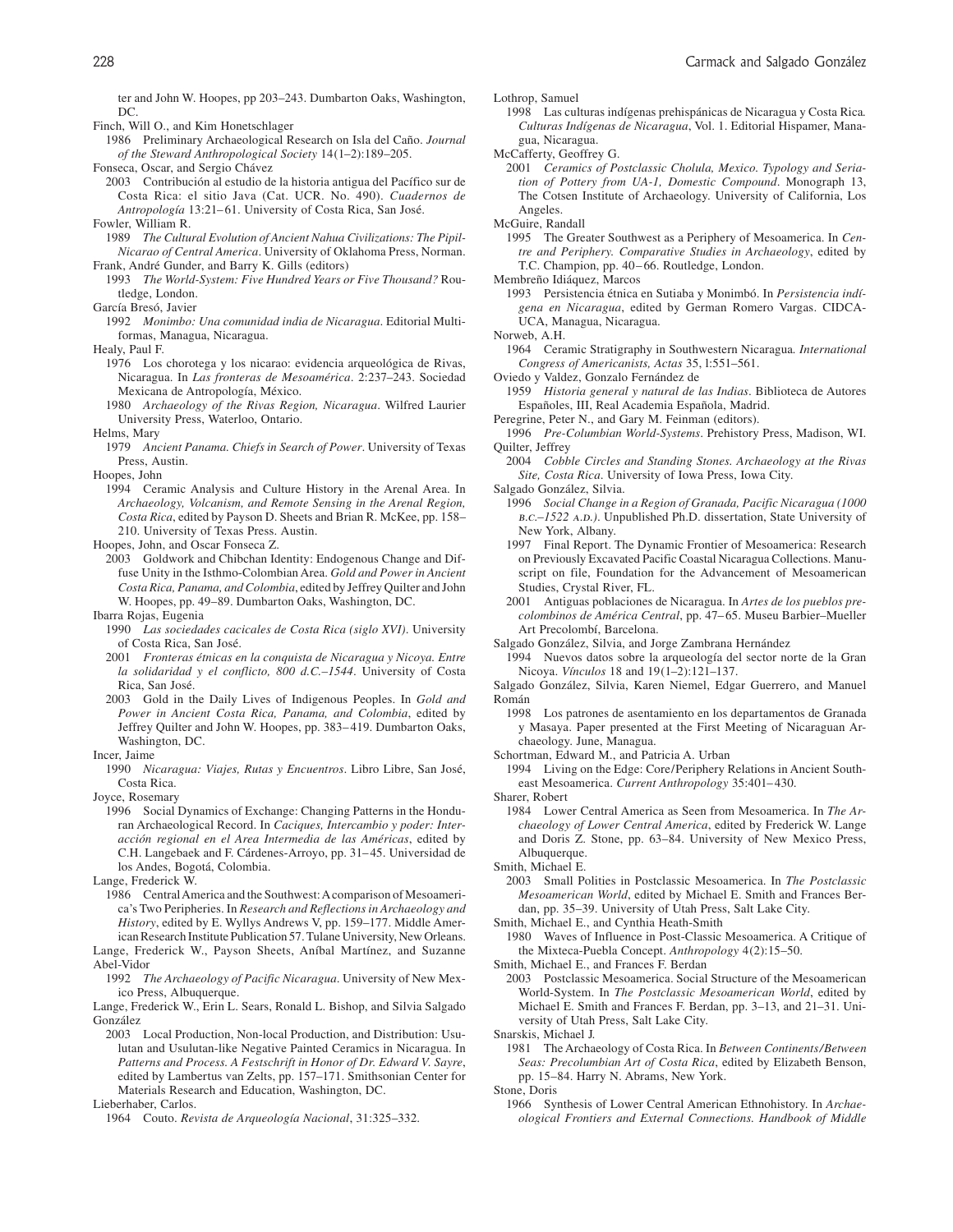ter and John W. Hoopes, pp 203–243. Dumbarton Oaks, Washington, DC.

Finch, Will O., and Kim Honetschlager
1986 Preliminary Archaeological Research on Isla del Caño. *Journal of the Steward Anthropological Society* 14(1–2):189–205.

Fonseca, Oscar, and Sergio Chávez
2003 Contribución al estudio de la historia antigua del Pacífico sur de Costa Rica: el sitio Java (Cat. UCR. No. 490). *Cuadernos de Antropología* 13:21–61. University of Costa Rica, San José.

Fowler, William R.
1989 *The Cultural Evolution of Ancient Nahua Civilizations: The Pipil-Nicarao of Central America*. University of Oklahoma Press, Norman.

Frank, André Gunder, and Barry K. Gills (editors)
1993 *The World-System: Five Hundred Years or Five Thousand?* Routledge, London.

García Bresó, Javier
1992 *Monimbo: Una comunidad india de Nicaragua*. Editorial Multiformas, Managua, Nicaragua.

Healy, Paul F.
1976 Los chorotega y los nicarao: evidencia arqueológica de Rivas, Nicaragua. In *Las fronteras de Mesoamérica*. 2:237–243. Sociedad Mexicana de Antropología, México.
1980 *Archaeology of the Rivas Region, Nicaragua*. Wilfred Laurier University Press, Waterloo, Ontario.

Helms, Mary
1979 *Ancient Panama. Chiefs in Search of Power*. University of Texas Press, Austin.

Hoopes, John
1994 Ceramic Analysis and Culture History in the Arenal Area. In *Archaeology, Volcanism, and Remote Sensing in the Arenal Region, Costa Rica*, edited by Payson D. Sheets and Brian R. McKee, pp. 158–210. University of Texas Press. Austin.

Hoopes, John, and Oscar Fonseca Z.
2003 Goldwork and Chibchan Identity: Endogenous Change and Diffuse Unity in the Isthmo-Colombian Area. *Gold and Power in Ancient Costa Rica, Panama, and Colombia*, edited by Jeffrey Quilter and John W. Hoopes, pp. 49–89. Dumbarton Oaks, Washington, DC.

Ibarra Rojas, Eugenia
1990 *Las sociedades cacicales de Costa Rica (siglo XVI)*. University of Costa Rica, San José.
2001 *Fronteras étnicas en la conquista de Nicaragua y Nicoya. Entre la solidaridad y el conflicto, 800 d.C.–1544*. University of Costa Rica, San José.
2003 Gold in the Daily Lives of Indigenous Peoples. In *Gold and Power in Ancient Costa Rica, Panama, and Colombia*, edited by Jeffrey Quilter and John W. Hoopes, pp. 383–419. Dumbarton Oaks, Washington, DC.

Incer, Jaime
1990 *Nicaragua: Viajes, Rutas y Encuentros*. Libro Libre, San José, Costa Rica.

Joyce, Rosemary
1996 Social Dynamics of Exchange: Changing Patterns in the Honduran Archaeological Record. In *Caciques, Intercambio y poder: Interacción regional en el Area Intermedia de las Américas*, edited by C.H. Langebaek and F. Cárdenes-Arroyo, pp. 31–45. Universidad de los Andes, Bogotá, Colombia.

Lange, Frederick W.
1986 Central America and the Southwest: A comparison of Mesoamerica's Two Peripheries. In *Research and Reflections in Archaeology and History*, edited by E. Wyllys Andrews V, pp. 159–177. Middle American Research Institute Publication 57. Tulane University, New Orleans.

Lange, Frederick W., Payson Sheets, Aníbal Martínez, and Suzanne Abel-Vidor
1992 *The Archaeology of Pacific Nicaragua*. University of New Mexico Press, Albuquerque.

Lange, Frederick W., Erin L. Sears, Ronald L. Bishop, and Silvia Salgado González
2003 Local Production, Non-local Production, and Distribution: Usulutan and Usulutan-like Negative Painted Ceramics in Nicaragua. In *Patterns and Process. A Festschrift in Honor of Dr. Edward V. Sayre*, edited by Lambertus van Zelts, pp. 157–171. Smithsonian Center for Materials Research and Education, Washington, DC.

Lieberhaber, Carlos.
1964 Couto. *Revista de Arqueología Nacional*, 31:325–332.

Lothrop, Samuel
1998 Las culturas indígenas prehispánicas de Nicaragua y Costa Rica. *Culturas Indígenas de Nicaragua*, Vol. 1. Editorial Hispamer, Managua, Nicaragua.

McCafferty, Geoffrey G.
2001 *Ceramics of Postclassic Cholula, Mexico. Typology and Seriation of Pottery from UA-1, Domestic Compound*. Monograph 13, The Cotsen Institute of Archaeology. University of California, Los Angeles.

McGuire, Randall
1995 The Greater Southwest as a Periphery of Mesoamerica. In *Centre and Periphery. Comparative Studies in Archaeology*, edited by T.C. Champion, pp. 40–66. Routledge, London.

Membreño Idiáquez, Marcos
1993 Persistencia étnica en Sutiaba y Monimbó. In *Persistencia indígena en Nicaragua*, edited by German Romero Vargas. CIDCA-UCA, Managua, Nicaragua.

Norweb, A.H.
1964 Ceramic Stratigraphy in Southwestern Nicaragua. *International Congress of Americanists, Actas* 35, l:551–561.

Oviedo y Valdez, Gonzalo Fernández de
1959 *Historia general y natural de las Indias*. Biblioteca de Autores Españoles, III, Real Academia Española, Madrid.

Peregrine, Peter N., and Gary M. Feinman (editors).
1996 *Pre-Columbian World-Systems*. Prehistory Press, Madison, WI.

Quilter, Jeffrey
2004 *Cobble Circles and Standing Stones. Archaeology at the Rivas Site, Costa Rica*. University of Iowa Press, Iowa City.

Salgado González, Silvia.
1996 *Social Change in a Region of Granada, Pacific Nicaragua (1000 B.C.–1522 A.D.)*. Unpublished Ph.D. dissertation, State University of New York, Albany.
1997 Final Report. The Dynamic Frontier of Mesoamerica: Research on Previously Excavated Pacific Coastal Nicaragua Collections. Manuscript on file, Foundation for the Advancement of Mesoamerican Studies, Crystal River, FL.
2001 Antiguas poblaciones de Nicaragua. In *Artes de los pueblos precolombinos de América Central*, pp. 47–65. Museu Barbier–Mueller Art Precolombí, Barcelona.

Salgado González, Silvia, and Jorge Zambrana Hernández
1994 Nuevos datos sobre la arqueología del sector norte de la Gran Nicoya. *Vínculos* 18 and 19(1–2):121–137.

Salgado González, Silvia, Karen Niemel, Edgar Guerrero, and Manuel Román
1998 Los patrones de asentamiento en los departamentos de Granada y Masaya. Paper presented at the First Meeting of Nicaraguan Archaeology. June, Managua.

Schortman, Edward M., and Patricia A. Urban
1994 Living on the Edge: Core/Periphery Relations in Ancient Southeast Mesoamerica. *Current Anthropology* 35:401–430.

Sharer, Robert
1984 Lower Central America as Seen from Mesoamerica. In *The Archaeology of Lower Central America*, edited by Frederick W. Lange and Doris Z. Stone, pp. 63–84. University of New Mexico Press, Albuquerque.

Smith, Michael E.
2003 Small Polities in Postclassic Mesoamerica. In *The Postclassic Mesoamerican World*, edited by Michael E. Smith and Frances Berdan, pp. 35–39. University of Utah Press, Salt Lake City.

Smith, Michael E., and Cynthia Heath-Smith
1980 Waves of Influence in Post-Classic Mesoamerica. A Critique of the Mixteca-Puebla Concept. *Anthropology* 4(2):15–50.

Smith, Michael E., and Frances F. Berdan
2003 Postclassic Mesoamerica. Social Structure of the Mesoamerican World-System. In *The Postclassic Mesoamerican World*, edited by Michael E. Smith and Frances F. Berdan, pp. 3–13, and 21–31. University of Utah Press, Salt Lake City.

Snarskis, Michael J.
1981 The Archaeology of Costa Rica. In *Between Continents/Between Seas: Precolumbian Art of Costa Rica*, edited by Elizabeth Benson, pp. 15–84. Harry N. Abrams, New York.

Stone, Doris
1966 Synthesis of Lower Central American Ethnohistory. In *Archaeological Frontiers and External Connections. Handbook of Middle*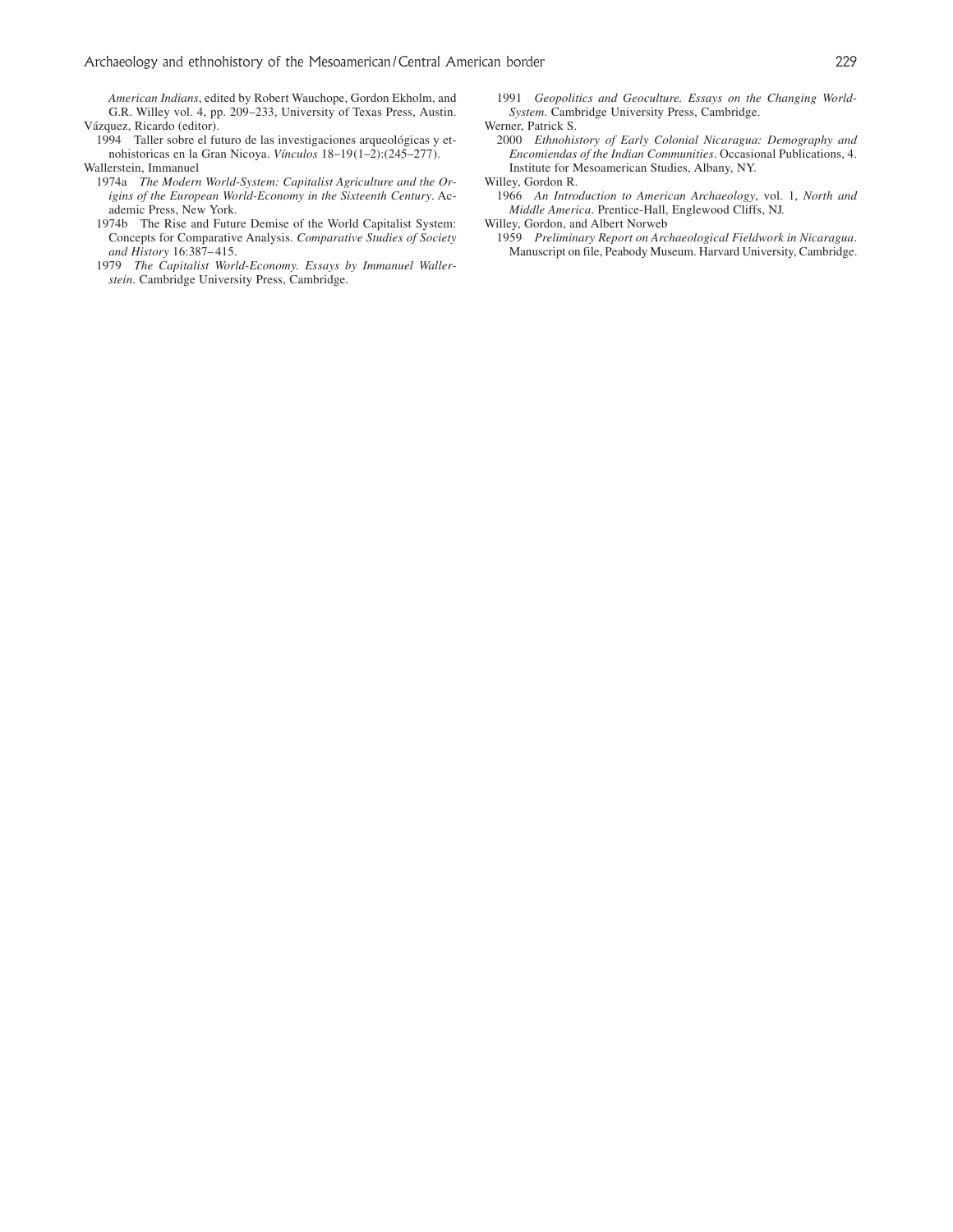*American Indians*, edited by Robert Wauchope, Gordon Ekholm, and G.R. Willey vol. 4, pp. 209–233, University of Texas Press, Austin.

Vázquez, Ricardo (editor).

1994 Taller sobre el futuro de las investigaciones arqueológicas y etnohistoricas en la Gran Nicoya. *Vínculos* 18–19(1–2):(245–277).

Wallerstein, Immanuel

1974a *The Modern World-System: Capitalist Agriculture and the Origins of the European World-Economy in the Sixteenth Century*. Academic Press, New York.

1974b The Rise and Future Demise of the World Capitalist System: Concepts for Comparative Analysis. *Comparative Studies of Society and History* 16:387–415.

1979 *The Capitalist World-Economy. Essays by Immanuel Wallerstein*. Cambridge University Press, Cambridge.

1991 *Geopolitics and Geoculture. Essays on the Changing World-System*. Cambridge University Press, Cambridge.

Werner, Patrick S.

2000 *Ethnohistory of Early Colonial Nicaragua: Demography and Encomiendas of the Indian Communities*. Occasional Publications, 4. Institute for Mesoamerican Studies, Albany, NY.

Willey, Gordon R.

1966 *An Introduction to American Archaeology*, vol. 1, *North and Middle America*. Prentice-Hall, Englewood Cliffs, NJ.

Willey, Gordon, and Albert Norweb

1959 *Preliminary Report on Archaeological Fieldwork in Nicaragua*. Manuscript on file, Peabody Museum. Harvard University, Cambridge.